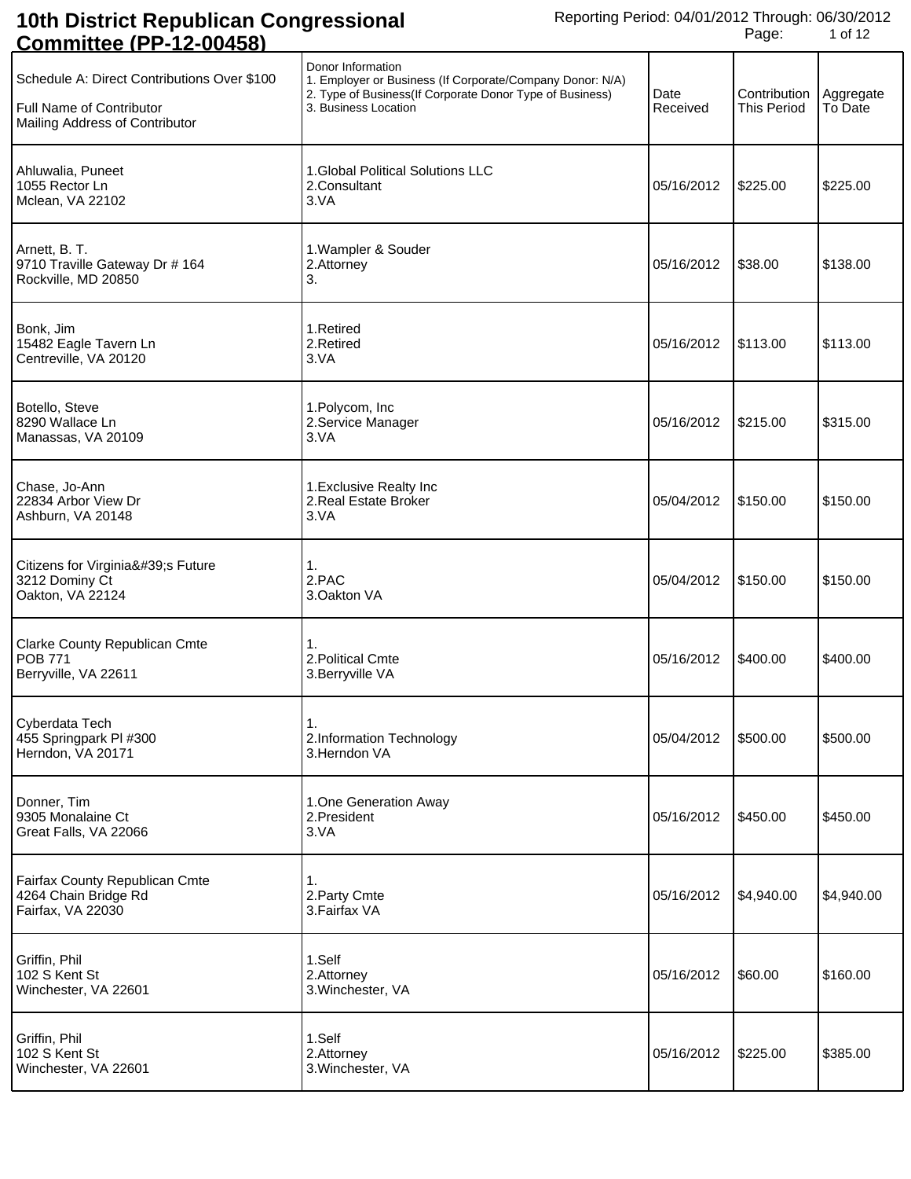# 10th District Republican Congressional Committee (PP-12-00458)

Reporting Period: 04/01/2012 Through: 06/30/2012

| Schedule A: Direct Contributions Over $100<br>Full Name of Contributor<br>Mailing Address of Contributor | Donor Information<br>1. Employer or Business (If Corporate/Company Donor: N/A)<br>2. Type of Business(If Corporate Donor Type of Business)<br>3. Business Location | Date Received | Contribution This Period | Aggregate To Date |
|---|---|---|---|---|
| Ahluwalia, Puneet<br>1055 Rector Ln<br>Mclean, VA 22102 | 1.Global Political Solutions LLC<br>2.Consultant<br>3.VA | 05/16/2012 | $225.00 | $225.00 |
| Arnett, B. T.<br>9710 Traville Gateway Dr # 164<br>Rockville, MD 20850 | 1.Wampler & Souder<br>2.Attorney<br>3. | 05/16/2012 | $38.00 | $138.00 |
| Bonk, Jim<br>15482 Eagle Tavern Ln<br>Centreville, VA 20120 | 1.Retired<br>2.Retired<br>3.VA | 05/16/2012 | $113.00 | $113.00 |
| Botello, Steve<br>8290 Wallace Ln<br>Manassas, VA 20109 | 1.Polycom, Inc<br>2.Service Manager<br>3.VA | 05/16/2012 | $215.00 | $315.00 |
| Chase, Jo-Ann<br>22834 Arbor View Dr<br>Ashburn, VA 20148 | 1.Exclusive Realty Inc<br>2.Real Estate Broker<br>3.VA | 05/04/2012 | $150.00 | $150.00 |
| Citizens for Virginia&#39;s Future<br>3212 Dominy Ct<br>Oakton, VA 22124 | 1.<br>2.PAC<br>3.Oakton VA | 05/04/2012 | $150.00 | $150.00 |
| Clarke County Republican Cmte<br>POB 771<br>Berryville, VA 22611 | 1.<br>2.Political Cmte<br>3.Berryville VA | 05/16/2012 | $400.00 | $400.00 |
| Cyberdata Tech<br>455 Springpark Pl #300<br>Herndon, VA 20171 | 1.<br>2.Information Technology<br>3.Herndon VA | 05/04/2012 | $500.00 | $500.00 |
| Donner, Tim<br>9305 Monalaine Ct<br>Great Falls, VA 22066 | 1.One Generation Away<br>2.President<br>3.VA | 05/16/2012 | $450.00 | $450.00 |
| Fairfax County Republican Cmte<br>4264 Chain Bridge Rd<br>Fairfax, VA 22030 | 1.<br>2.Party Cmte<br>3.Fairfax VA | 05/16/2012 | $4,940.00 | $4,940.00 |
| Griffin, Phil<br>102 S Kent St<br>Winchester, VA 22601 | 1.Self<br>2.Attorney<br>3.Winchester, VA | 05/16/2012 | $60.00 | $160.00 |
| Griffin, Phil<br>102 S Kent St<br>Winchester, VA 22601 | 1.Self<br>2.Attorney<br>3.Winchester, VA | 05/16/2012 | $225.00 | $385.00 |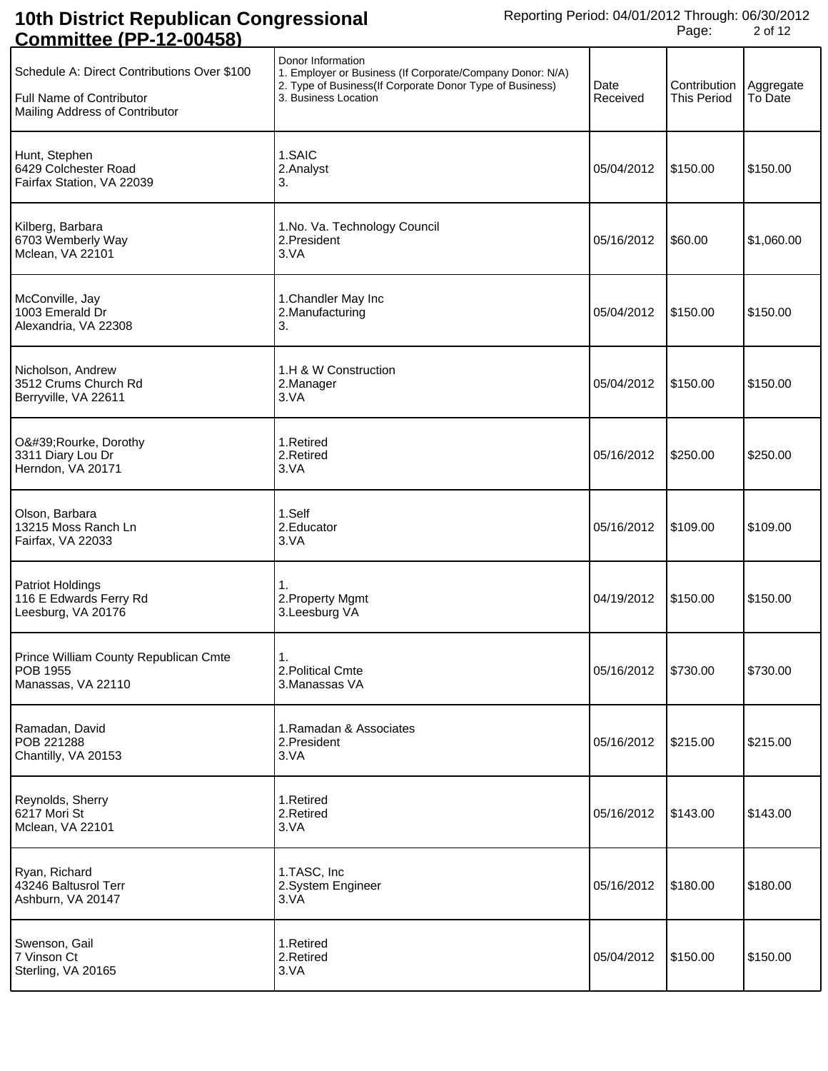# 10th District Republican Congressional Committee (PP-12-00458)

Reporting Period: 04/01/2012 Through: 06/30/2012

| Schedule A: Direct Contributions Over $100<br>Full Name of Contributor<br>Mailing Address of Contributor | Donor Information<br>1. Employer or Business (If Corporate/Company Donor: N/A)<br>2. Type of Business(If Corporate Donor Type of Business)<br>3. Business Location | Date Received | Contribution This Period | Aggregate To Date |
|---|---|---|---|---|
| Hunt, Stephen<br>6429 Colchester Road<br>Fairfax Station, VA 22039 | 1.SAIC<br>2.Analyst<br>3. | 05/04/2012 | $150.00 | $150.00 |
| Kilberg, Barbara<br>6703 Wemberly Way<br>Mclean, VA 22101 | 1.No. Va. Technology Council<br>2.President<br>3.VA | 05/16/2012 | $60.00 | $1,060.00 |
| McConville, Jay<br>1003 Emerald Dr<br>Alexandria, VA 22308 | 1.Chandler May Inc<br>2.Manufacturing<br>3. | 05/04/2012 | $150.00 | $150.00 |
| Nicholson, Andrew<br>3512 Crums Church Rd<br>Berryville, VA 22611 | 1.H & W Construction<br>2.Manager<br>3.VA | 05/04/2012 | $150.00 | $150.00 |
| O&#39;Rourke, Dorothy<br>3311 Diary Lou Dr<br>Herndon, VA 20171 | 1.Retired<br>2.Retired<br>3.VA | 05/16/2012 | $250.00 | $250.00 |
| Olson, Barbara<br>13215 Moss Ranch Ln<br>Fairfax, VA 22033 | 1.Self<br>2.Educator<br>3.VA | 05/16/2012 | $109.00 | $109.00 |
| Patriot Holdings<br>116 E Edwards Ferry Rd<br>Leesburg, VA 20176 | 1.<br>2.Property Mgmt<br>3.Leesburg VA | 04/19/2012 | $150.00 | $150.00 |
| Prince William County Republican Cmte<br>POB 1955<br>Manassas, VA 22110 | 1.<br>2.Political Cmte<br>3.Manassas VA | 05/16/2012 | $730.00 | $730.00 |
| Ramadan, David<br>POB 221288<br>Chantilly, VA 20153 | 1.Ramadan & Associates<br>2.President<br>3.VA | 05/16/2012 | $215.00 | $215.00 |
| Reynolds, Sherry<br>6217 Mori St<br>Mclean, VA 22101 | 1.Retired<br>2.Retired<br>3.VA | 05/16/2012 | $143.00 | $143.00 |
| Ryan, Richard<br>43246 Baltusrol Terr<br>Ashburn, VA 20147 | 1.TASC, Inc<br>2.System Engineer<br>3.VA | 05/16/2012 | $180.00 | $180.00 |
| Swenson, Gail<br>7 Vinson Ct<br>Sterling, VA 20165 | 1.Retired<br>2.Retired<br>3.VA | 05/04/2012 | $150.00 | $150.00 |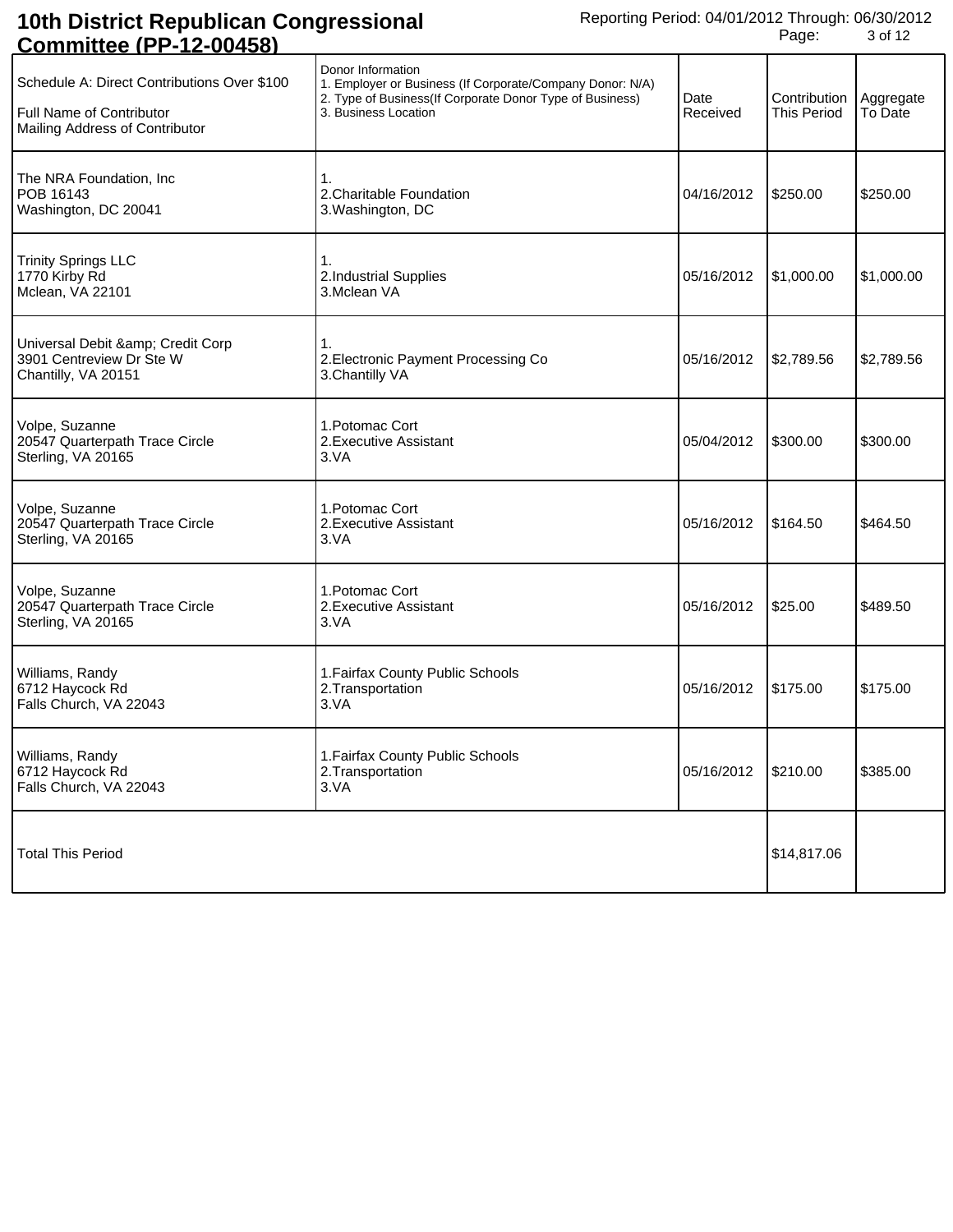# 10th District Republican Congressional Committee (PP-12-00458)

Reporting Period: 04/01/2012 Through: 06/30/2012

| Schedule A: Direct Contributions Over $100<br>Full Name of Contributor<br>Mailing Address of Contributor | Donor Information<br>1. Employer or Business (If Corporate/Company Donor: N/A)<br>2. Type of Business(If Corporate Donor Type of Business)<br>3. Business Location | Date Received | Contribution This Period | Aggregate To Date |
|---|---|---|---|---|
| The NRA Foundation, Inc<br>POB 16143<br>Washington, DC 20041 | 1.<br>2.Charitable Foundation<br>3.Washington, DC | 04/16/2012 | $250.00 | $250.00 |
| Trinity Springs LLC<br>1770 Kirby Rd<br>Mclean, VA 22101 | 1.<br>2.Industrial Supplies<br>3.Mclean VA | 05/16/2012 | $1,000.00 | $1,000.00 |
| Universal Debit &amp; Credit Corp<br>3901 Centreview Dr Ste W<br>Chantilly, VA 20151 | 1.<br>2.Electronic Payment Processing Co<br>3.Chantilly VA | 05/16/2012 | $2,789.56 | $2,789.56 |
| Volpe, Suzanne<br>20547 Quarterpath Trace Circle<br>Sterling, VA 20165 | 1.Potomac Cort<br>2.Executive Assistant<br>3.VA | 05/04/2012 | $300.00 | $300.00 |
| Volpe, Suzanne<br>20547 Quarterpath Trace Circle<br>Sterling, VA 20165 | 1.Potomac Cort<br>2.Executive Assistant<br>3.VA | 05/16/2012 | $164.50 | $464.50 |
| Volpe, Suzanne<br>20547 Quarterpath Trace Circle<br>Sterling, VA 20165 | 1.Potomac Cort<br>2.Executive Assistant<br>3.VA | 05/16/2012 | $25.00 | $489.50 |
| Williams, Randy<br>6712 Haycock Rd<br>Falls Church, VA 22043 | 1.Fairfax County Public Schools<br>2.Transportation<br>3.VA | 05/16/2012 | $175.00 | $175.00 |
| Williams, Randy<br>6712 Haycock Rd<br>Falls Church, VA 22043 | 1.Fairfax County Public Schools<br>2.Transportation<br>3.VA | 05/16/2012 | $210.00 | $385.00 |
| Total This Period | | | $14,817.06 | |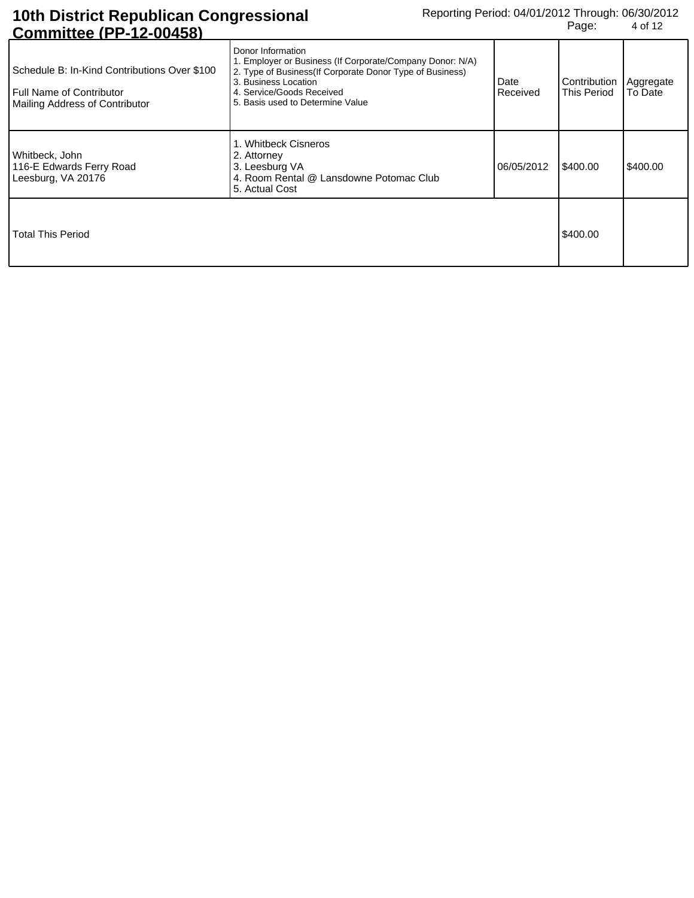# 10th District Republican Congressional Committee (PP-12-00458)

Reporting Period: 04/01/2012 Through: 06/30/2012

| Schedule B: In-Kind Contributions Over $100<br>Full Name of Contributor<br>Mailing Address of Contributor | Donor Information<br>1. Employer or Business (If Corporate/Company Donor: N/A)<br>2. Type of Business(If Corporate Donor Type of Business)<br>3. Business Location<br>4. Service/Goods Received<br>5. Basis used to Determine Value | Date Received | Contribution This Period | Aggregate To Date |
|---|---|---|---|---|
| Whitbeck, John<br>116-E Edwards Ferry Road<br>Leesburg, VA 20176 | 1. Whitbeck Cisneros<br>2. Attorney<br>3. Leesburg VA<br>4. Room Rental @ Lansdowne Potomac Club<br>5. Actual Cost | 06/05/2012 | $400.00 | $400.00 |
| Total This Period | | | $400.00 | |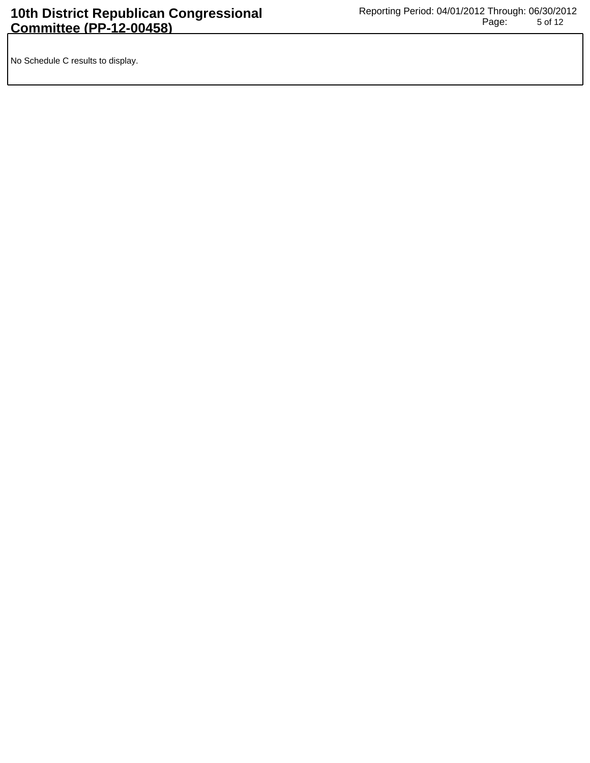No Schedule C results to display.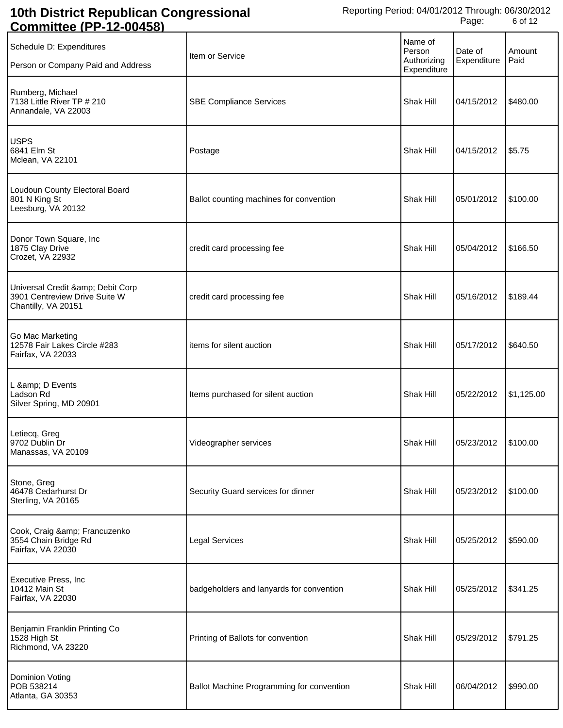# 10th District Republican Congressional Committee (PP-12-00458)

Reporting Period: 04/01/2012 Through: 06/30/2012

| Schedule D: Expenditures<br><br>Person or Company Paid and Address | Item or Service | Name of Person Authorizing Expenditure | Date of Expenditure | Amount Paid |
|---|---|---|---|---|
| Rumberg, Michael<br>7138 Little River TP # 210<br>Annandale, VA 22003 | SBE Compliance Services | Shak Hill | 04/15/2012 | $480.00 |
| USPS<br>6841 Elm St<br>Mclean, VA 22101 | Postage | Shak Hill | 04/15/2012 | $5.75 |
| Loudoun County Electoral Board<br>801 N King St<br>Leesburg, VA 20132 | Ballot counting machines for convention | Shak Hill | 05/01/2012 | $100.00 |
| Donor Town Square, Inc<br>1875 Clay Drive<br>Crozet, VA 22932 | credit card processing fee | Shak Hill | 05/04/2012 | $166.50 |
| Universal Credit &amp; Debit Corp<br>3901 Centreview Drive Suite W<br>Chantilly, VA 20151 | credit card processing fee | Shak Hill | 05/16/2012 | $189.44 |
| Go Mac Marketing<br>12578 Fair Lakes Circle #283<br>Fairfax, VA 22033 | items for silent auction | Shak Hill | 05/17/2012 | $640.50 |
| L &amp; D Events<br>Ladson Rd<br>Silver Spring, MD 20901 | Items purchased for silent auction | Shak Hill | 05/22/2012 | $1,125.00 |
| Letiecq, Greg<br>9702 Dublin Dr<br>Manassas, VA 20109 | Videographer services | Shak Hill | 05/23/2012 | $100.00 |
| Stone, Greg<br>46478 Cedarhurst Dr<br>Sterling, VA 20165 | Security Guard services for dinner | Shak Hill | 05/23/2012 | $100.00 |
| Cook, Craig &amp; Francuzenko<br>3554 Chain Bridge Rd<br>Fairfax, VA 22030 | Legal Services | Shak Hill | 05/25/2012 | $590.00 |
| Executive Press, Inc<br>10412 Main St<br>Fairfax, VA 22030 | badgeholders and lanyards for convention | Shak Hill | 05/25/2012 | $341.25 |
| Benjamin Franklin Printing Co<br>1528 High St<br>Richmond, VA 23220 | Printing of Ballots for convention | Shak Hill | 05/29/2012 | $791.25 |
| Dominion Voting<br>POB 538214<br>Atlanta, GA 30353 | Ballot Machine Programming for convention | Shak Hill | 06/04/2012 | $990.00 |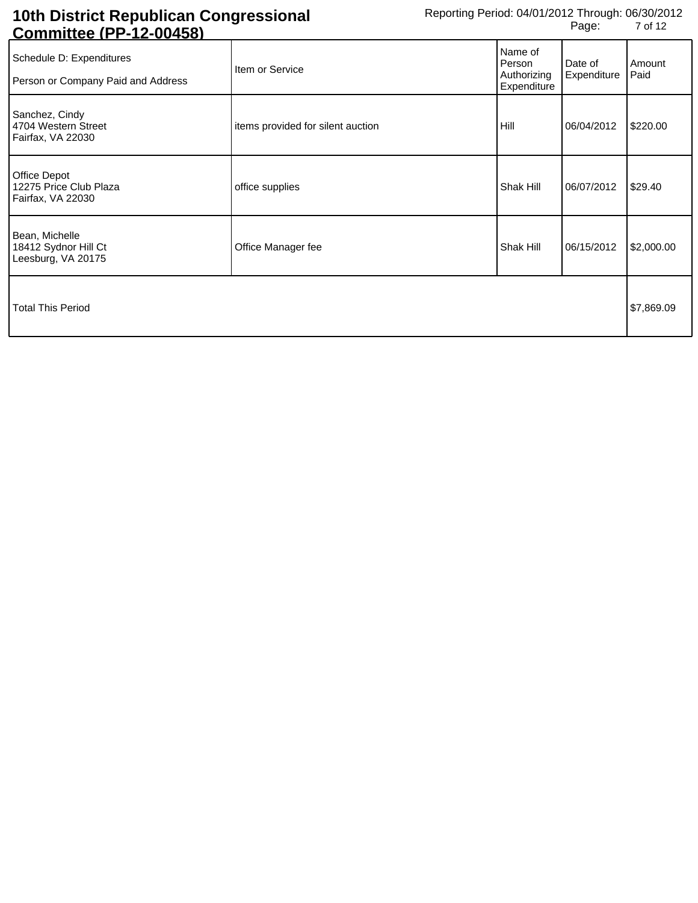# 10th District Republican Congressional Committee (PP-12-00458)

Reporting Period: 04/01/2012 Through: 06/30/2012

| Schedule D: Expenditures<br>Person or Company Paid and Address | Item or Service | Name of Person Authorizing Expenditure | Date of Expenditure | Amount Paid |
|---|---|---|---|---|
| Sanchez, Cindy<br>4704 Western Street<br>Fairfax, VA 22030 | items provided for silent auction | Hill | 06/04/2012 | $220.00 |
| Office Depot<br>12275 Price Club Plaza<br>Fairfax, VA 22030 | office supplies | Shak Hill | 06/07/2012 | $29.40 |
| Bean, Michelle<br>18412 Sydnor Hill Ct<br>Leesburg, VA 20175 | Office Manager fee | Shak Hill | 06/15/2012 | $2,000.00 |
| Total This Period | | | | $7,869.09 |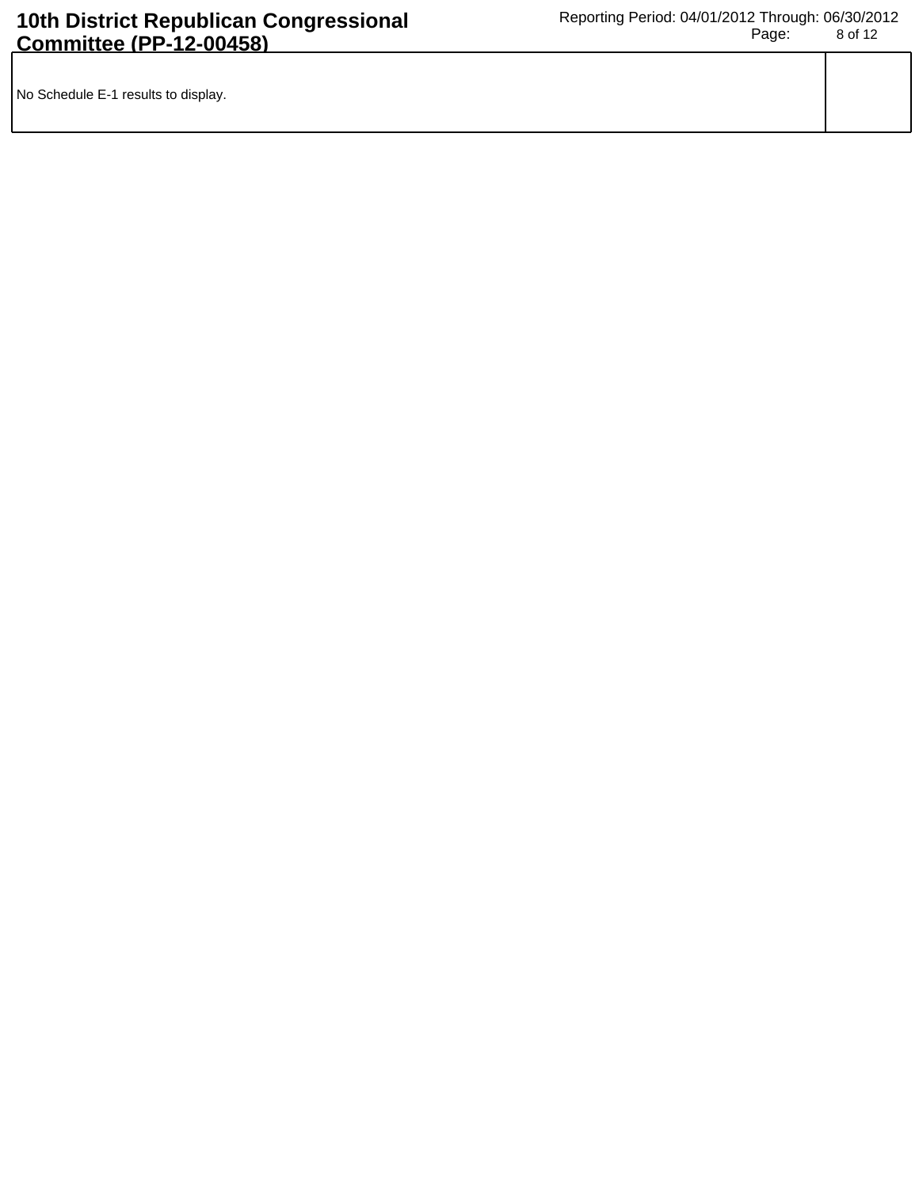No Schedule E-1 results to display.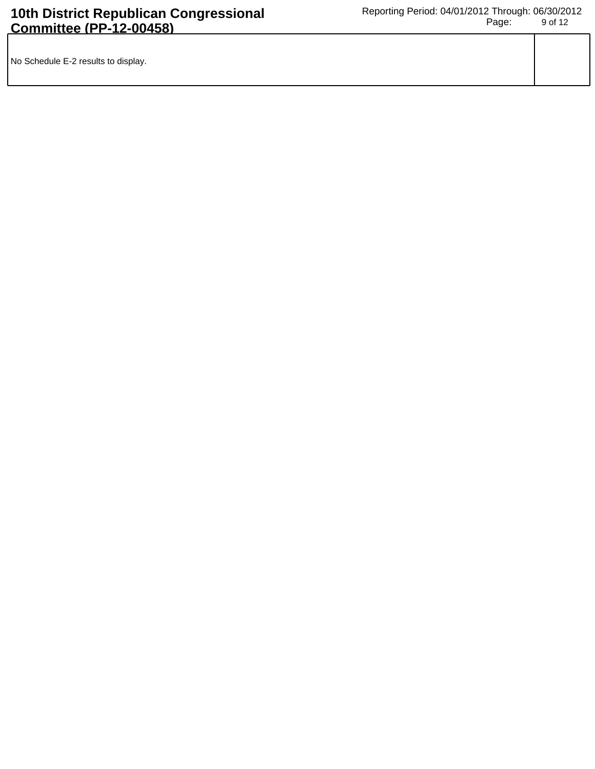No Schedule E-2 results to display.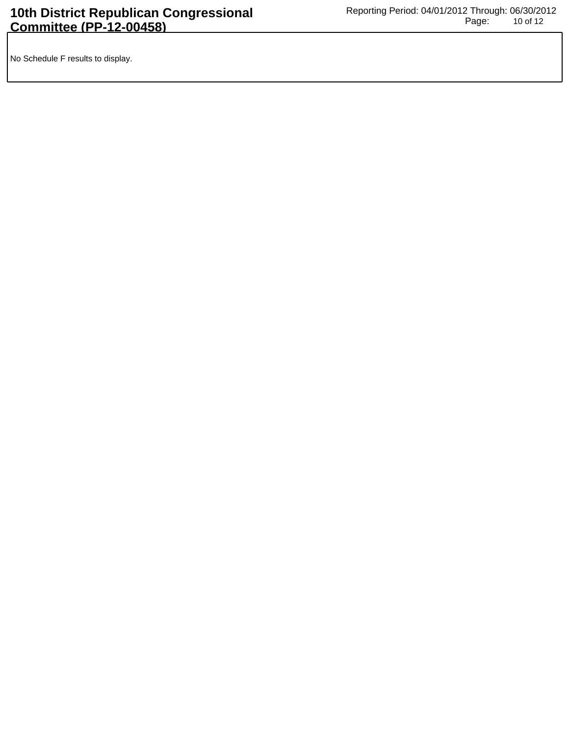No Schedule F results to display.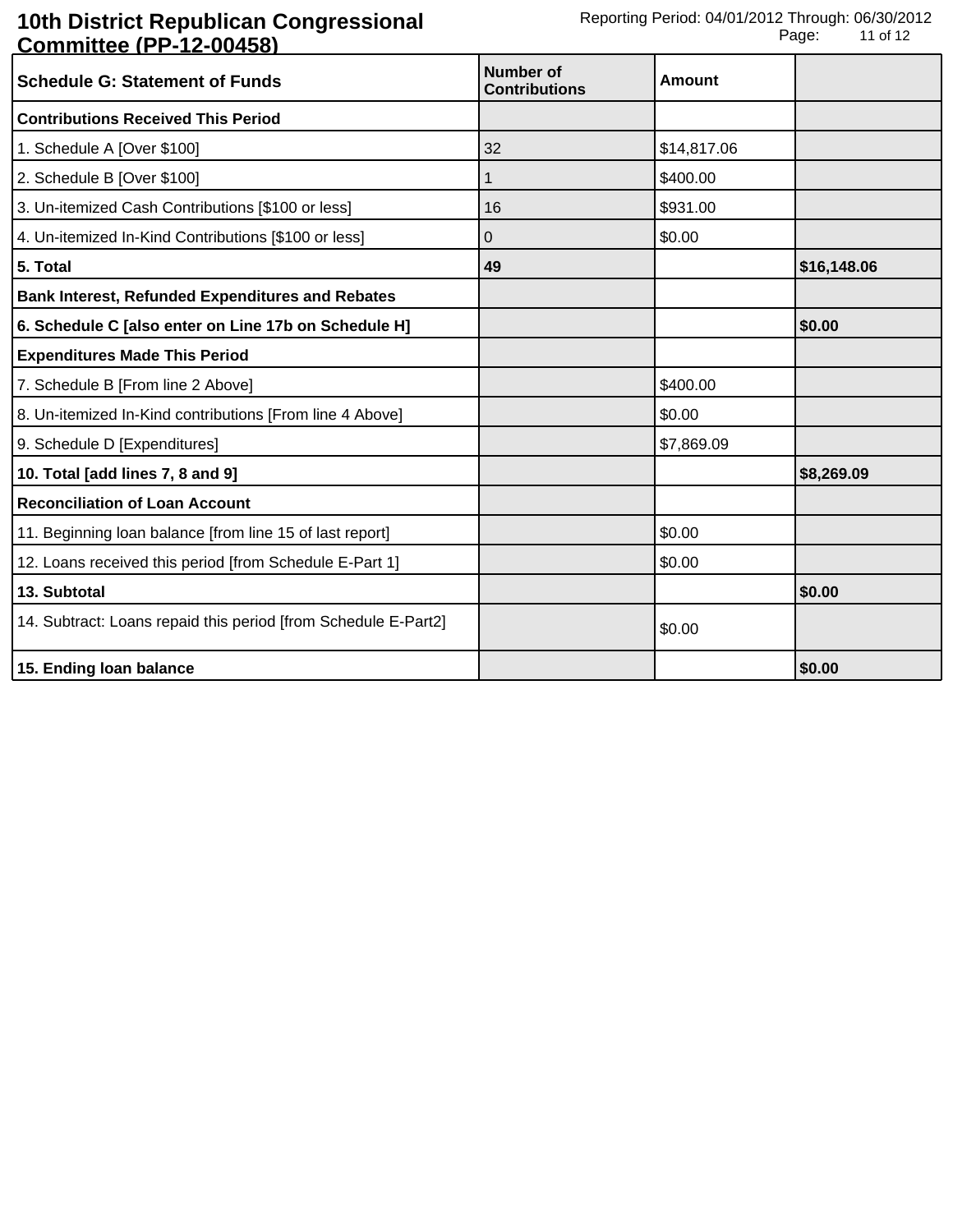# 10th District Republican Congressional Committee (PP-12-00458)

Reporting Period: 04/01/2012 Through: 06/30/2012

| Schedule G: Statement of Funds | Number of Contributions | Amount | |
|---|---|---|---|
| **Contributions Received This Period** | | | |
| 1. Schedule A [Over $100] | 32 | $14,817.06 | |
| 2. Schedule B [Over $100] | 1 | $400.00 | |
| 3. Un-itemized Cash Contributions [$100 or less] | 16 | $931.00 | |
| 4. Un-itemized In-Kind Contributions [$100 or less] | 0 | $0.00 | |
| **5. Total** | **49** | | **$16,148.06** |
| **Bank Interest, Refunded Expenditures and Rebates** | | | |
| **6. Schedule C [also enter on Line 17b on Schedule H]** | | | **$0.00** |
| **Expenditures Made This Period** | | | |
| 7. Schedule B [From line 2 Above] | | $400.00 | |
| 8. Un-itemized In-Kind contributions [From line 4 Above] | | $0.00 | |
| 9. Schedule D [Expenditures] | | $7,869.09 | |
| **10. Total [add lines 7, 8 and 9]** | | | **$8,269.09** |
| **Reconciliation of Loan Account** | | | |
| 11. Beginning loan balance [from line 15 of last report] | | $0.00 | |
| 12. Loans received this period [from Schedule E-Part 1] | | $0.00 | |
| **13. Subtotal** | | | **$0.00** |
| 14. Subtract: Loans repaid this period [from Schedule E-Part2] | | $0.00 | |
| **15. Ending loan balance** | | | **$0.00** |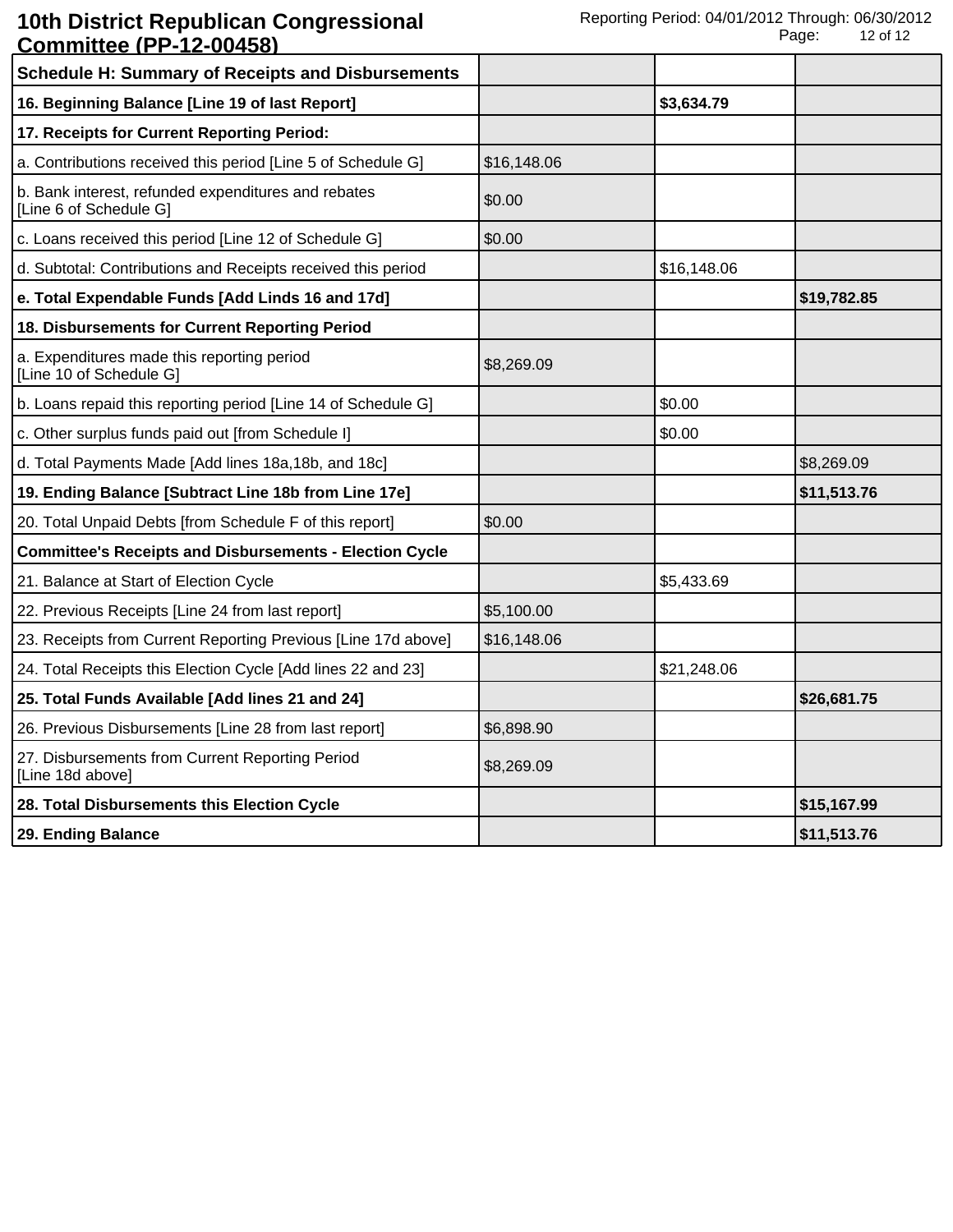# 10th District Republican Congressional Committee (PP-12-00458)

Reporting Period: 04/01/2012 Through: 06/30/2012

| Schedule H: Summary of Receipts and Disbursements | | | |
|---|---|---|---|
| **16. Beginning Balance [Line 19 of last Report]** | | **$3,634.79** | |
| **17. Receipts for Current Reporting Period:** | | | |
| a. Contributions received this period [Line 5 of Schedule G] | $16,148.06 | | |
| b. Bank interest, refunded expenditures and rebates [Line 6 of Schedule G] | $0.00 | | |
| c. Loans received this period [Line 12 of Schedule G] | $0.00 | | |
| d. Subtotal: Contributions and Receipts received this period | | $16,148.06 | |
| **e. Total Expendable Funds [Add Linds 16 and 17d]** | | | **$19,782.85** |
| **18. Disbursements for Current Reporting Period** | | | |
| a. Expenditures made this reporting period [Line 10 of Schedule G] | $8,269.09 | | |
| b. Loans repaid this reporting period [Line 14 of Schedule G] | | $0.00 | |
| c. Other surplus funds paid out [from Schedule I] | | $0.00 | |
| d. Total Payments Made [Add lines 18a,18b, and 18c] | | | $8,269.09 |
| **19. Ending Balance [Subtract Line 18b from Line 17e]** | | | **$11,513.76** |
| 20. Total Unpaid Debts [from Schedule F of this report] | $0.00 | | |
| **Committee's Receipts and Disbursements - Election Cycle** | | | |
| 21. Balance at Start of Election Cycle | | $5,433.69 | |
| 22. Previous Receipts [Line 24 from last report] | $5,100.00 | | |
| 23. Receipts from Current Reporting Previous [Line 17d above] | $16,148.06 | | |
| 24. Total Receipts this Election Cycle [Add lines 22 and 23] | | $21,248.06 | |
| **25. Total Funds Available [Add lines 21 and 24]** | | | **$26,681.75** |
| 26. Previous Disbursements [Line 28 from last report] | $6,898.90 | | |
| 27. Disbursements from Current Reporting Period [Line 18d above] | $8,269.09 | | |
| **28. Total Disbursements this Election Cycle** | | | **$15,167.99** |
| **29. Ending Balance** | | | **$11,513.76** |